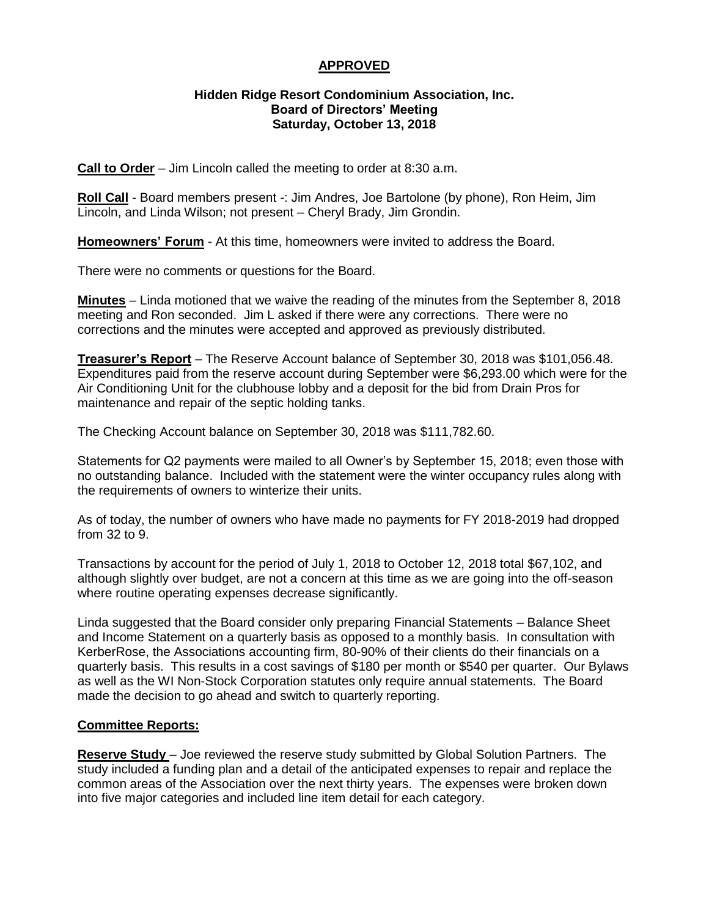**APPROVED**

**Hidden Ridge Resort Condominium Association, Inc.**
**Board of Directors' Meeting**
**Saturday, October 13, 2018**

**Call to Order** – Jim Lincoln called the meeting to order at 8:30 a.m.

**Roll Call** - Board members present -: Jim Andres, Joe Bartolone (by phone), Ron Heim, Jim Lincoln, and Linda Wilson; not present – Cheryl Brady, Jim Grondin.

**Homeowners' Forum** - At this time, homeowners were invited to address the Board.

There were no comments or questions for the Board.

**Minutes** – Linda motioned that we waive the reading of the minutes from the September 8, 2018 meeting and Ron seconded. Jim L asked if there were any corrections. There were no corrections and the minutes were accepted and approved as previously distributed.

**Treasurer's Report** – The Reserve Account balance of September 30, 2018 was $101,056.48. Expenditures paid from the reserve account during September were $6,293.00 which were for the Air Conditioning Unit for the clubhouse lobby and a deposit for the bid from Drain Pros for maintenance and repair of the septic holding tanks.

The Checking Account balance on September 30, 2018 was $111,782.60.

Statements for Q2 payments were mailed to all Owner's by September 15, 2018; even those with no outstanding balance. Included with the statement were the winter occupancy rules along with the requirements of owners to winterize their units.

As of today, the number of owners who have made no payments for FY 2018-2019 had dropped from 32 to 9.

Transactions by account for the period of July 1, 2018 to October 12, 2018 total $67,102, and although slightly over budget, are not a concern at this time as we are going into the off-season where routine operating expenses decrease significantly.

Linda suggested that the Board consider only preparing Financial Statements – Balance Sheet and Income Statement on a quarterly basis as opposed to a monthly basis. In consultation with KerberRose, the Associations accounting firm, 80-90% of their clients do their financials on a quarterly basis. This results in a cost savings of $180 per month or $540 per quarter. Our Bylaws as well as the WI Non-Stock Corporation statutes only require annual statements. The Board made the decision to go ahead and switch to quarterly reporting.

**Committee Reports:**

**Reserve Study** – Joe reviewed the reserve study submitted by Global Solution Partners. The study included a funding plan and a detail of the anticipated expenses to repair and replace the common areas of the Association over the next thirty years. The expenses were broken down into five major categories and included line item detail for each category.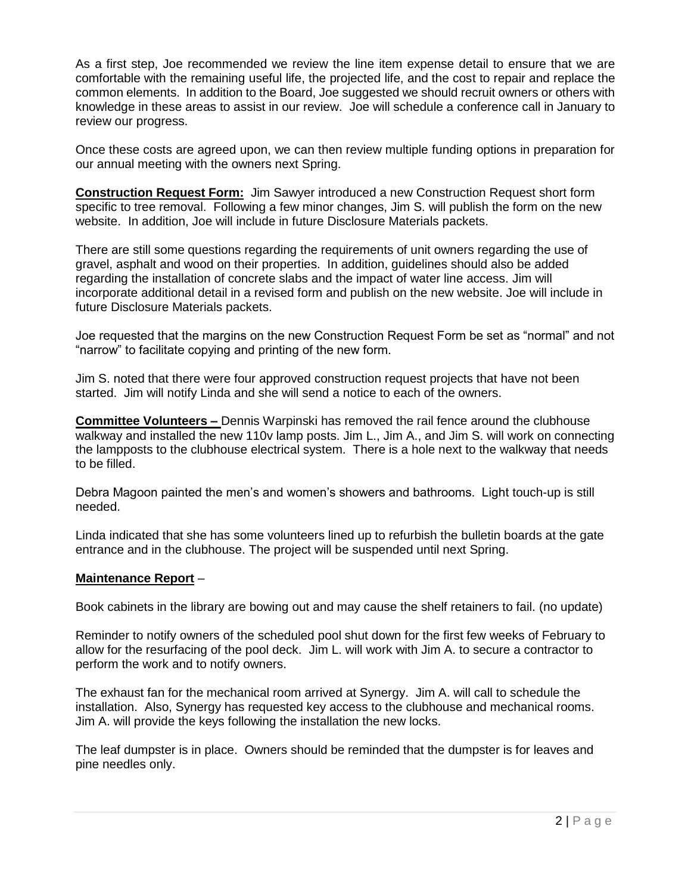As a first step, Joe recommended we review the line item expense detail to ensure that we are comfortable with the remaining useful life, the projected life, and the cost to repair and replace the common elements. In addition to the Board, Joe suggested we should recruit owners or others with knowledge in these areas to assist in our review. Joe will schedule a conference call in January to review our progress.

Once these costs are agreed upon, we can then review multiple funding options in preparation for our annual meeting with the owners next Spring.

**Construction Request Form:** Jim Sawyer introduced a new Construction Request short form specific to tree removal. Following a few minor changes, Jim S. will publish the form on the new website. In addition, Joe will include in future Disclosure Materials packets.

There are still some questions regarding the requirements of unit owners regarding the use of gravel, asphalt and wood on their properties. In addition, guidelines should also be added regarding the installation of concrete slabs and the impact of water line access. Jim will incorporate additional detail in a revised form and publish on the new website. Joe will include in future Disclosure Materials packets.

Joe requested that the margins on the new Construction Request Form be set as "normal" and not "narrow" to facilitate copying and printing of the new form.

Jim S. noted that there were four approved construction request projects that have not been started. Jim will notify Linda and she will send a notice to each of the owners.

**Committee Volunteers –** Dennis Warpinski has removed the rail fence around the clubhouse walkway and installed the new 110v lamp posts. Jim L., Jim A., and Jim S. will work on connecting the lampposts to the clubhouse electrical system. There is a hole next to the walkway that needs to be filled.

Debra Magoon painted the men's and women's showers and bathrooms. Light touch-up is still needed.

Linda indicated that she has some volunteers lined up to refurbish the bulletin boards at the gate entrance and in the clubhouse. The project will be suspended until next Spring.

**Maintenance Report** –

Book cabinets in the library are bowing out and may cause the shelf retainers to fail. (no update)

Reminder to notify owners of the scheduled pool shut down for the first few weeks of February to allow for the resurfacing of the pool deck. Jim L. will work with Jim A. to secure a contractor to perform the work and to notify owners.

The exhaust fan for the mechanical room arrived at Synergy. Jim A. will call to schedule the installation. Also, Synergy has requested key access to the clubhouse and mechanical rooms. Jim A. will provide the keys following the installation the new locks.

The leaf dumpster is in place. Owners should be reminded that the dumpster is for leaves and pine needles only.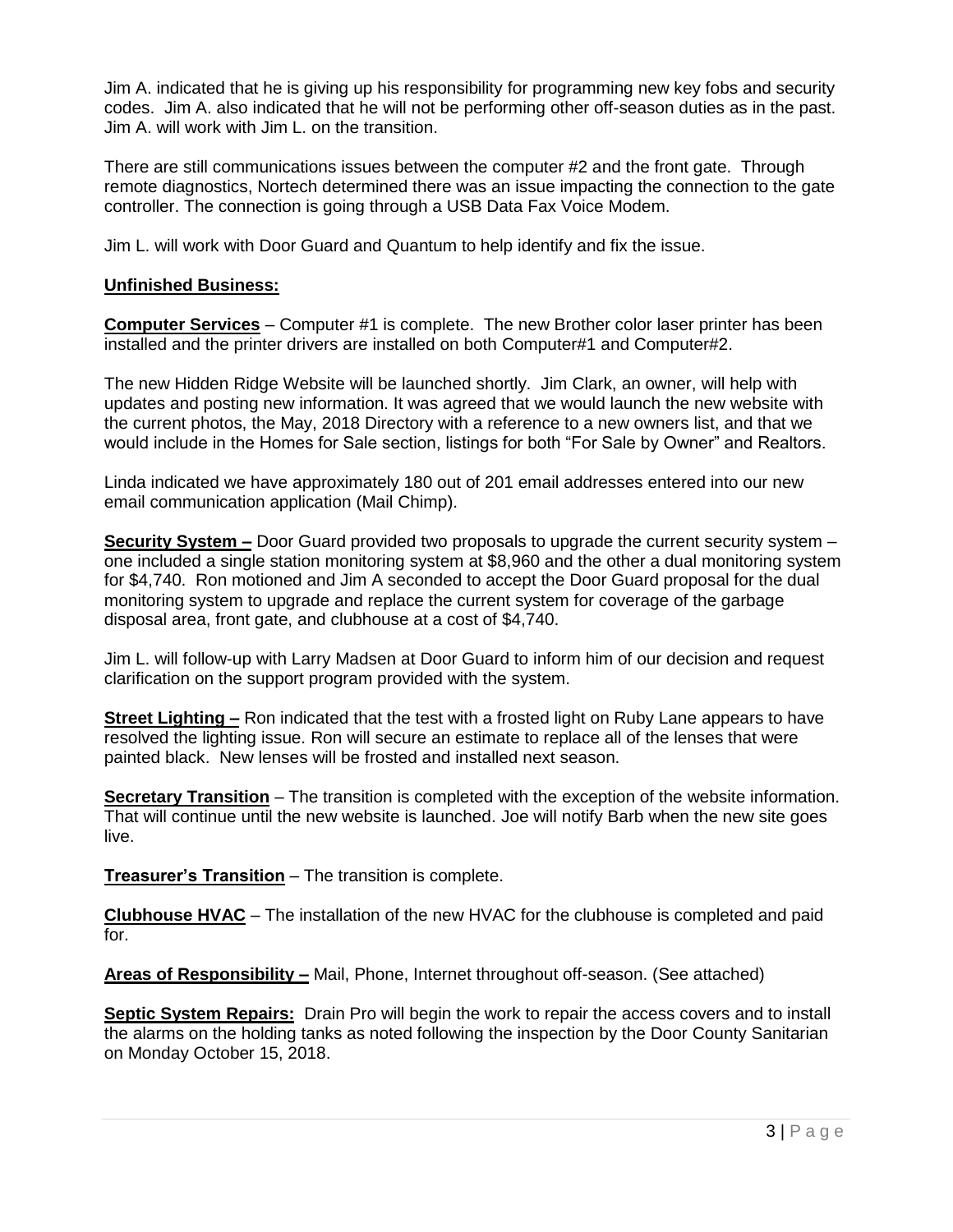Jim A. indicated that he is giving up his responsibility for programming new key fobs and security codes. Jim A. also indicated that he will not be performing other off-season duties as in the past. Jim A. will work with Jim L. on the transition.

There are still communications issues between the computer #2 and the front gate. Through remote diagnostics, Nortech determined there was an issue impacting the connection to the gate controller. The connection is going through a USB Data Fax Voice Modem.

Jim L. will work with Door Guard and Quantum to help identify and fix the issue.

**Unfinished Business:**

**Computer Services** – Computer #1 is complete. The new Brother color laser printer has been installed and the printer drivers are installed on both Computer#1 and Computer#2.

The new Hidden Ridge Website will be launched shortly. Jim Clark, an owner, will help with updates and posting new information. It was agreed that we would launch the new website with the current photos, the May, 2018 Directory with a reference to a new owners list, and that we would include in the Homes for Sale section, listings for both "For Sale by Owner" and Realtors.

Linda indicated we have approximately 180 out of 201 email addresses entered into our new email communication application (Mail Chimp).

**Security System –** Door Guard provided two proposals to upgrade the current security system – one included a single station monitoring system at $8,960 and the other a dual monitoring system for $4,740. Ron motioned and Jim A seconded to accept the Door Guard proposal for the dual monitoring system to upgrade and replace the current system for coverage of the garbage disposal area, front gate, and clubhouse at a cost of $4,740.

Jim L. will follow-up with Larry Madsen at Door Guard to inform him of our decision and request clarification on the support program provided with the system.

**Street Lighting –** Ron indicated that the test with a frosted light on Ruby Lane appears to have resolved the lighting issue. Ron will secure an estimate to replace all of the lenses that were painted black. New lenses will be frosted and installed next season.

**Secretary Transition** – The transition is completed with the exception of the website information. That will continue until the new website is launched. Joe will notify Barb when the new site goes live.

**Treasurer's Transition** – The transition is complete.

**Clubhouse HVAC** – The installation of the new HVAC for the clubhouse is completed and paid for.

**Areas of Responsibility –** Mail, Phone, Internet throughout off-season. (See attached)

**Septic System Repairs:** Drain Pro will begin the work to repair the access covers and to install the alarms on the holding tanks as noted following the inspection by the Door County Sanitarian on Monday October 15, 2018.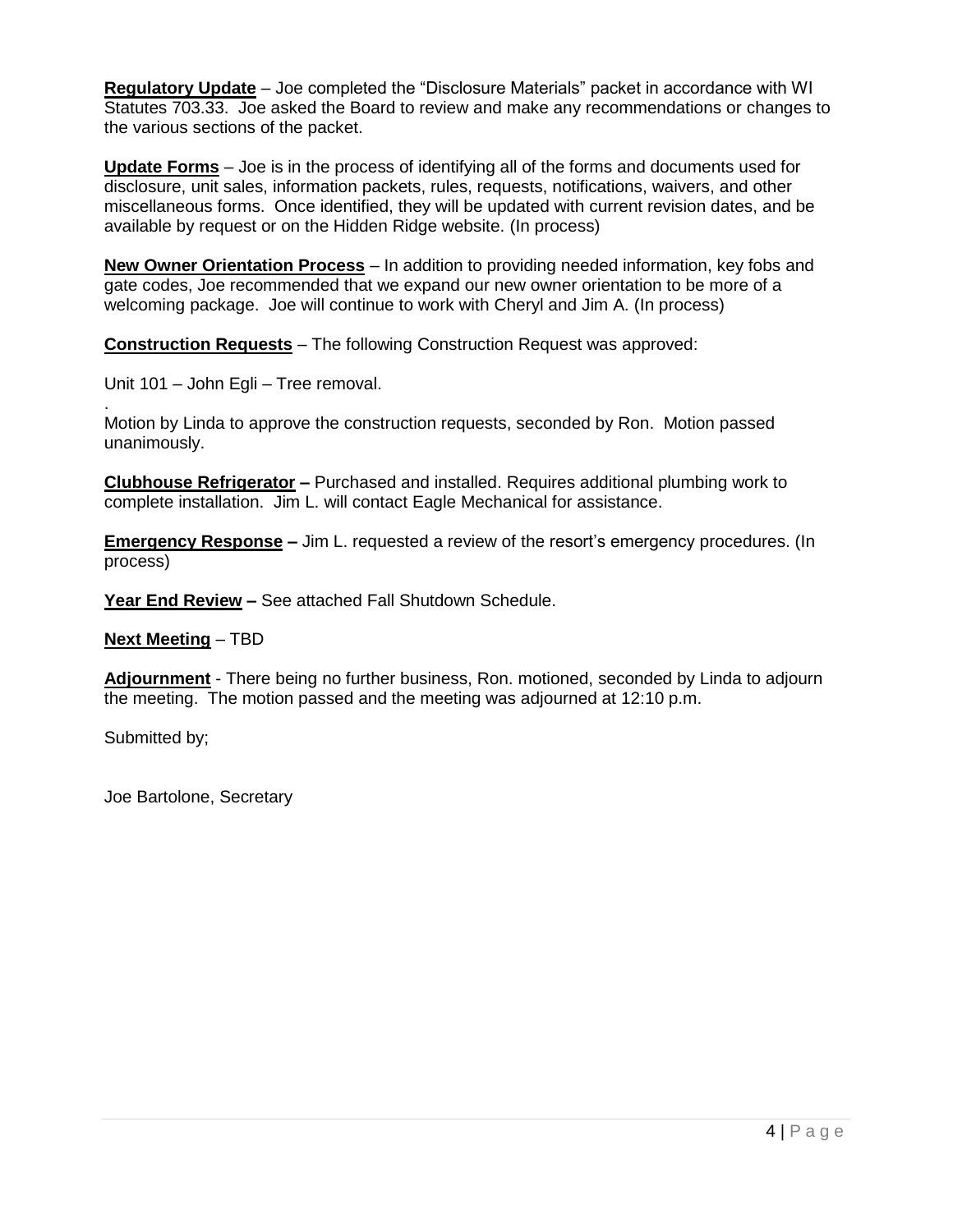**Regulatory Update** – Joe completed the "Disclosure Materials" packet in accordance with WI Statutes 703.33. Joe asked the Board to review and make any recommendations or changes to the various sections of the packet.

**Update Forms** – Joe is in the process of identifying all of the forms and documents used for disclosure, unit sales, information packets, rules, requests, notifications, waivers, and other miscellaneous forms. Once identified, they will be updated with current revision dates, and be available by request or on the Hidden Ridge website. (In process)

**New Owner Orientation Process** – In addition to providing needed information, key fobs and gate codes, Joe recommended that we expand our new owner orientation to be more of a welcoming package. Joe will continue to work with Cheryl and Jim A. (In process)

**Construction Requests** – The following Construction Request was approved:

Unit 101 – John Egli – Tree removal.

.
Motion by Linda to approve the construction requests, seconded by Ron. Motion passed unanimously.

**Clubhouse Refrigerator –** Purchased and installed. Requires additional plumbing work to complete installation. Jim L. will contact Eagle Mechanical for assistance.

**Emergency Response –** Jim L. requested a review of the resort's emergency procedures. (In process)

**Year End Review –** See attached Fall Shutdown Schedule.

**Next Meeting** – TBD

**Adjournment** - There being no further business, Ron. motioned, seconded by Linda to adjourn the meeting. The motion passed and the meeting was adjourned at 12:10 p.m.

Submitted by;

Joe Bartolone, Secretary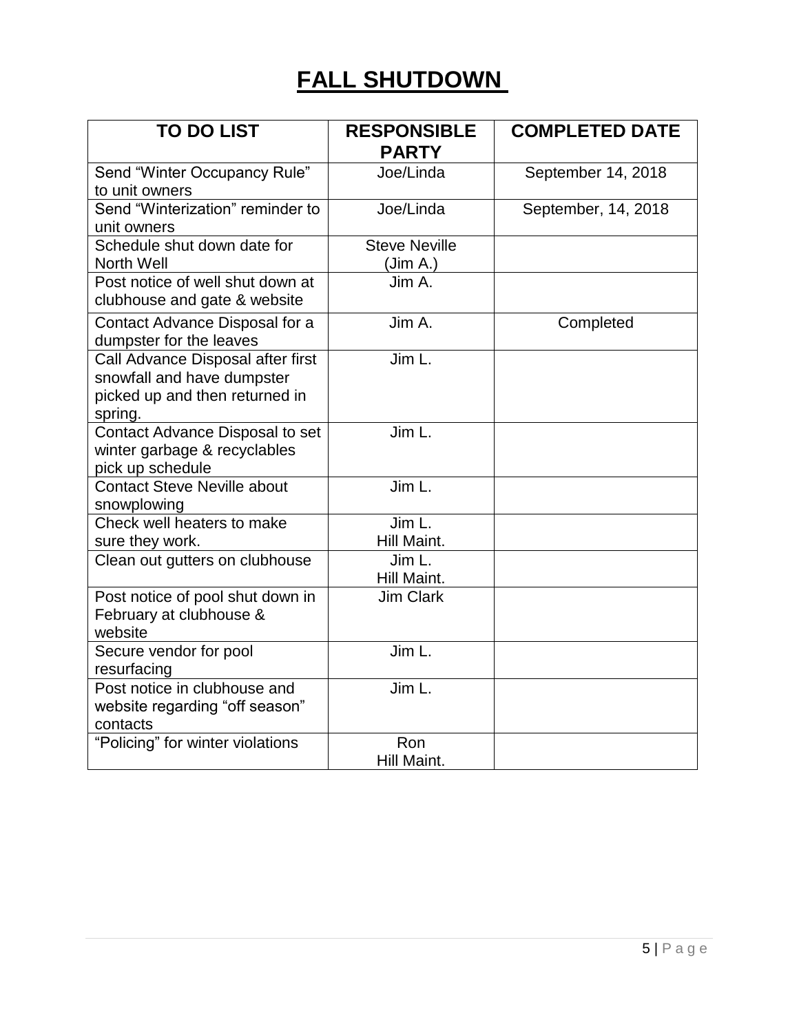# FALL SHUTDOWN

| TO DO LIST | RESPONSIBLE PARTY | COMPLETED DATE |
|---|---|---|
| Send “Winter Occupancy Rule” to unit owners | Joe/Linda | September 14, 2018 |
| Send “Winterization” reminder to unit owners | Joe/Linda | September, 14, 2018 |
| Schedule shut down date for North Well | Steve Neville (Jim A.) | |
| Post notice of well shut down at clubhouse and gate & website | Jim A. | |
| Contact Advance Disposal for a dumpster for the leaves | Jim A. | Completed |
| Call Advance Disposal after first snowfall and have dumpster picked up and then returned in spring. | Jim L. | |
| Contact Advance Disposal to set winter garbage & recyclables pick up schedule | Jim L. | |
| Contact Steve Neville about snowplowing | Jim L. | |
| Check well heaters to make sure they work. | Jim L. Hill Maint. | |
| Clean out gutters on clubhouse | Jim L. Hill Maint. | |
| Post notice of pool shut down in February at clubhouse & website | Jim Clark | |
| Secure vendor for pool resurfacing | Jim L. | |
| Post notice in clubhouse and website regarding “off season” contacts | Jim L. | |
| “Policing” for winter violations | Ron Hill Maint. | |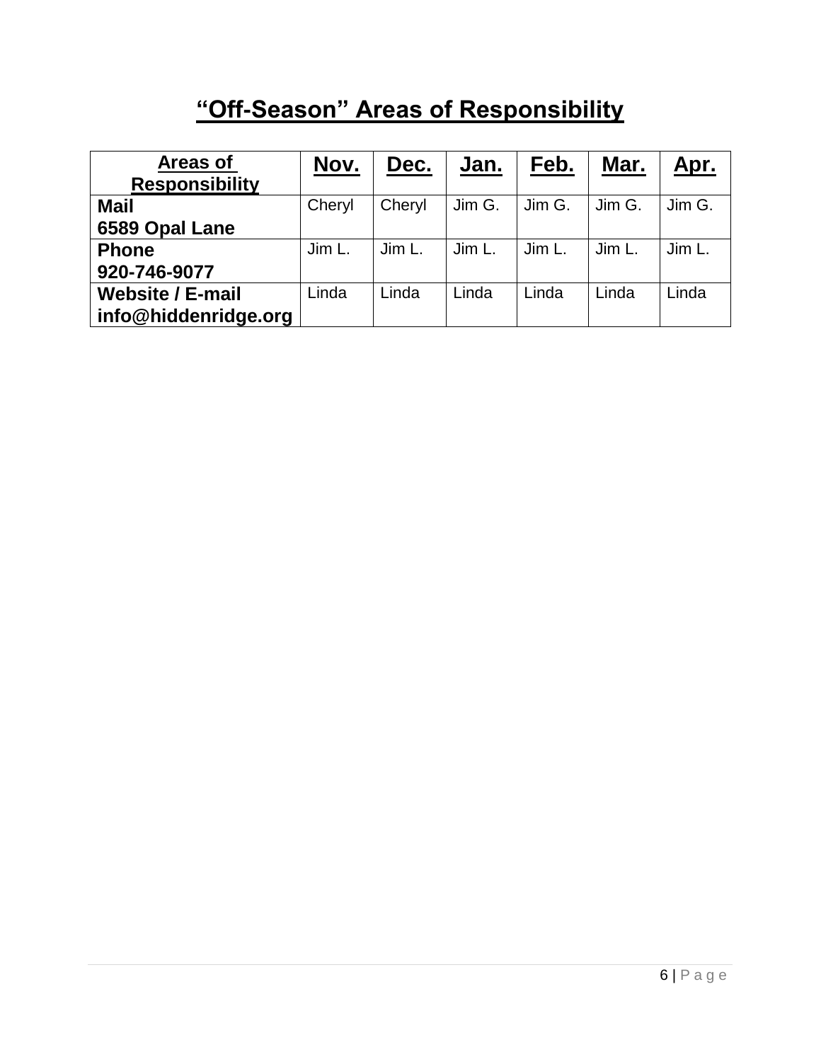# "Off-Season" Areas of Responsibility

| Areas of Responsibility | Nov. | Dec. | Jan. | Feb. | Mar. | Apr. |
|---|---|---|---|---|---|---|
| **Mail**<br>**6589 Opal Lane** | Cheryl | Cheryl | Jim G. | Jim G. | Jim G. | Jim G. |
| **Phone**<br>**920-746-9077** | Jim L. | Jim L. | Jim L. | Jim L. | Jim L. | Jim L. |
| **Website / E-mail**<br>**info@hiddenridge.org** | Linda | Linda | Linda | Linda | Linda | Linda |